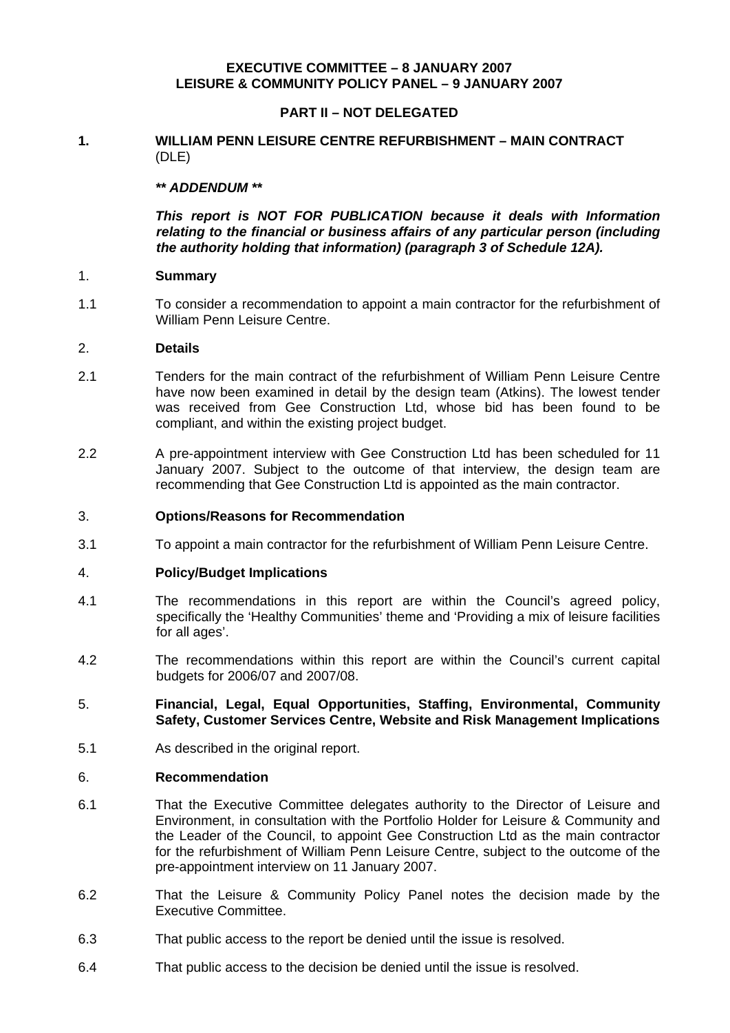**EXECUTIVE COMMITTEE – 8 JANUARY 2007**
**LEISURE & COMMUNITY POLICY PANEL – 9 JANUARY 2007**

**PART II – NOT DELEGATED**

## 1. WILLIAM PENN LEISURE CENTRE REFURBISHMENT – MAIN CONTRACT (DLE)

***\*\* ADDENDUM \*\****

***This report is NOT FOR PUBLICATION because it deals with Information relating to the financial or business affairs of any particular person (including the authority holding that information) (paragraph 3 of Schedule 12A).***

### 1. Summary

1.1 To consider a recommendation to appoint a main contractor for the refurbishment of William Penn Leisure Centre.

### 2. Details

2.1 Tenders for the main contract of the refurbishment of William Penn Leisure Centre have now been examined in detail by the design team (Atkins). The lowest tender was received from Gee Construction Ltd, whose bid has been found to be compliant, and within the existing project budget.

2.2 A pre-appointment interview with Gee Construction Ltd has been scheduled for 11 January 2007. Subject to the outcome of that interview, the design team are recommending that Gee Construction Ltd is appointed as the main contractor.

### 3. Options/Reasons for Recommendation

3.1 To appoint a main contractor for the refurbishment of William Penn Leisure Centre.

### 4. Policy/Budget Implications

4.1 The recommendations in this report are within the Council's agreed policy, specifically the 'Healthy Communities' theme and 'Providing a mix of leisure facilities for all ages'.

4.2 The recommendations within this report are within the Council's current capital budgets for 2006/07 and 2007/08.

### 5. Financial, Legal, Equal Opportunities, Staffing, Environmental, Community Safety, Customer Services Centre, Website and Risk Management Implications

5.1 As described in the original report.

### 6. Recommendation

6.1 That the Executive Committee delegates authority to the Director of Leisure and Environment, in consultation with the Portfolio Holder for Leisure & Community and the Leader of the Council, to appoint Gee Construction Ltd as the main contractor for the refurbishment of William Penn Leisure Centre, subject to the outcome of the pre-appointment interview on 11 January 2007.

6.2 That the Leisure & Community Policy Panel notes the decision made by the Executive Committee.

6.3 That public access to the report be denied until the issue is resolved.

6.4 That public access to the decision be denied until the issue is resolved.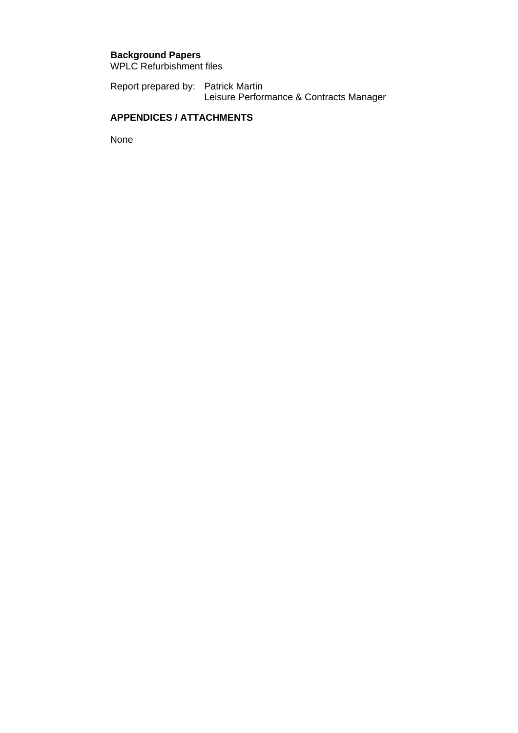**Background Papers**
WPLC Refurbishment files

Report prepared by: Patrick Martin
Leisure Performance & Contracts Manager

**APPENDICES / ATTACHMENTS**

None